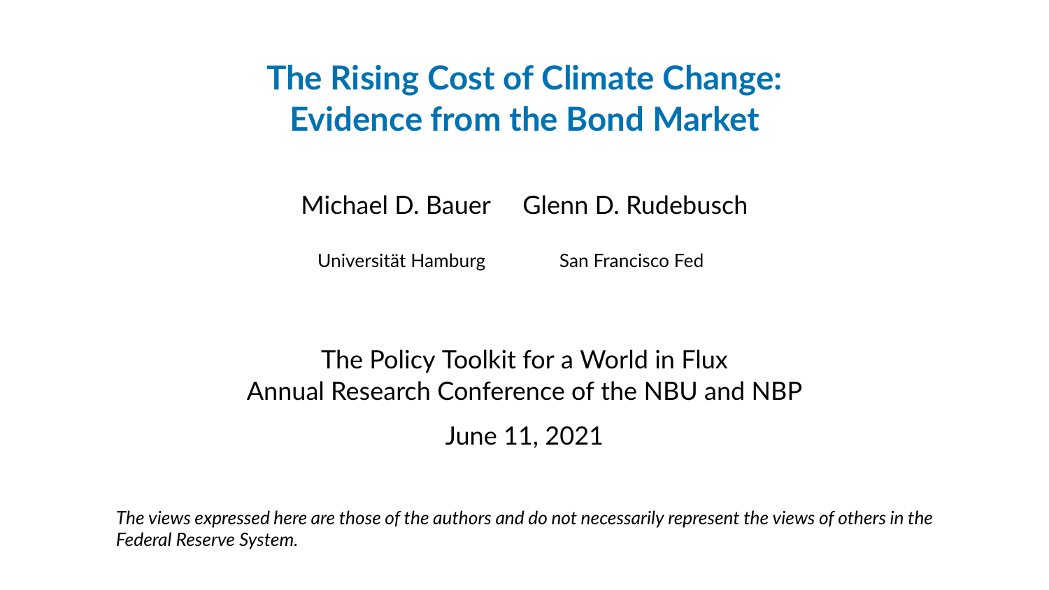# The Rising Cost of Climate Change: Evidence from the Bond Market

Michael D. Bauer Glenn D. Rudebusch

Universität Hamburg San Francisco Fed

The Policy Toolkit for a World in Flux
Annual Research Conference of the NBU and NBP

June 11, 2021

*The views expressed here are those of the authors and do not necessarily represent the views of others in the Federal Reserve System.*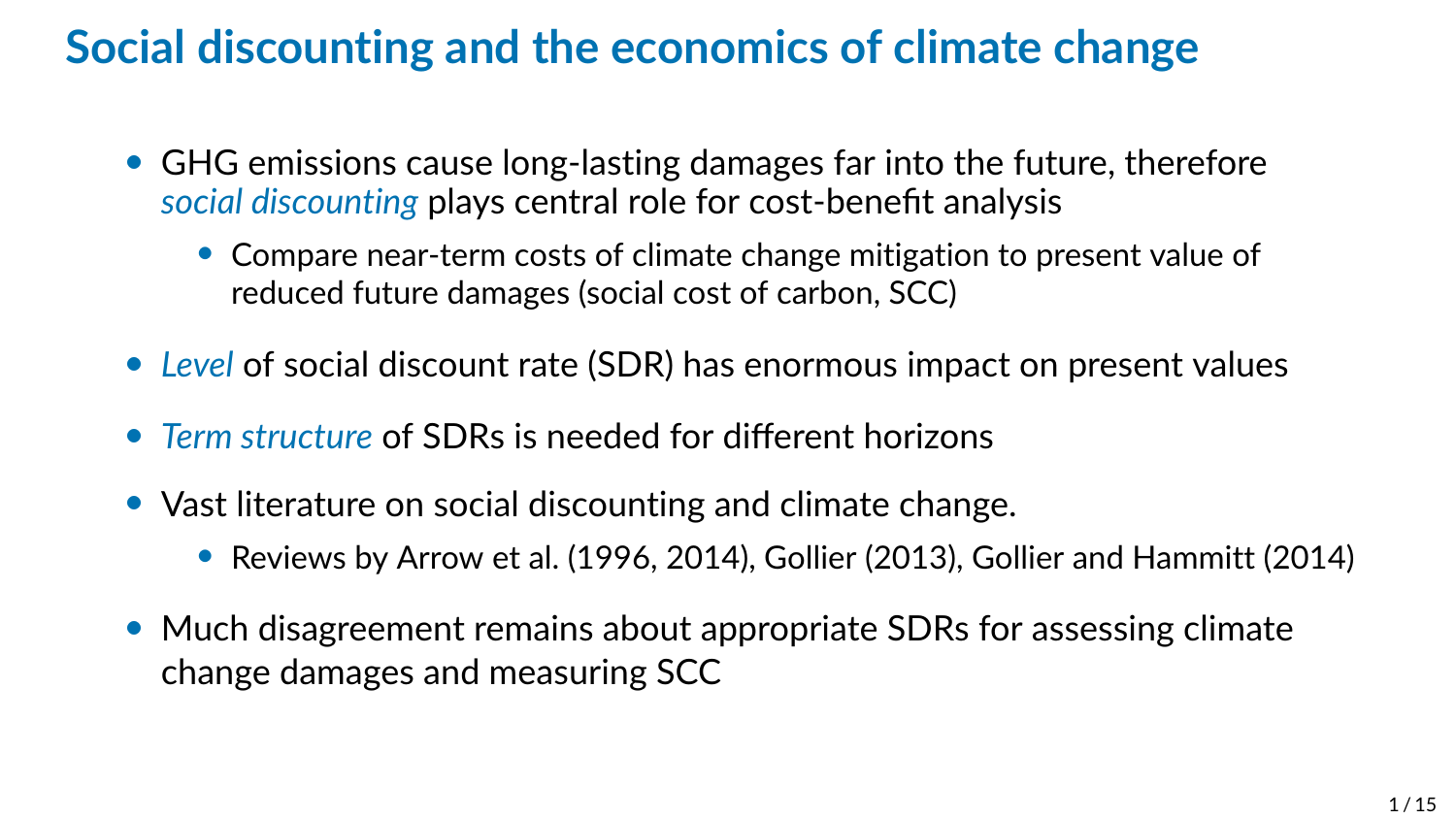# Social discounting and the economics of climate change

- GHG emissions cause long-lasting damages far into the future, therefore *social discounting* plays central role for cost-benefit analysis
  - Compare near-term costs of climate change mitigation to present value of reduced future damages (social cost of carbon, SCC)
- *Level* of social discount rate (SDR) has enormous impact on present values
- *Term structure* of SDRs is needed for different horizons
- Vast literature on social discounting and climate change.
  - Reviews by Arrow et al. (1996, 2014), Gollier (2013), Gollier and Hammitt (2014)
- Much disagreement remains about appropriate SDRs for assessing climate change damages and measuring SCC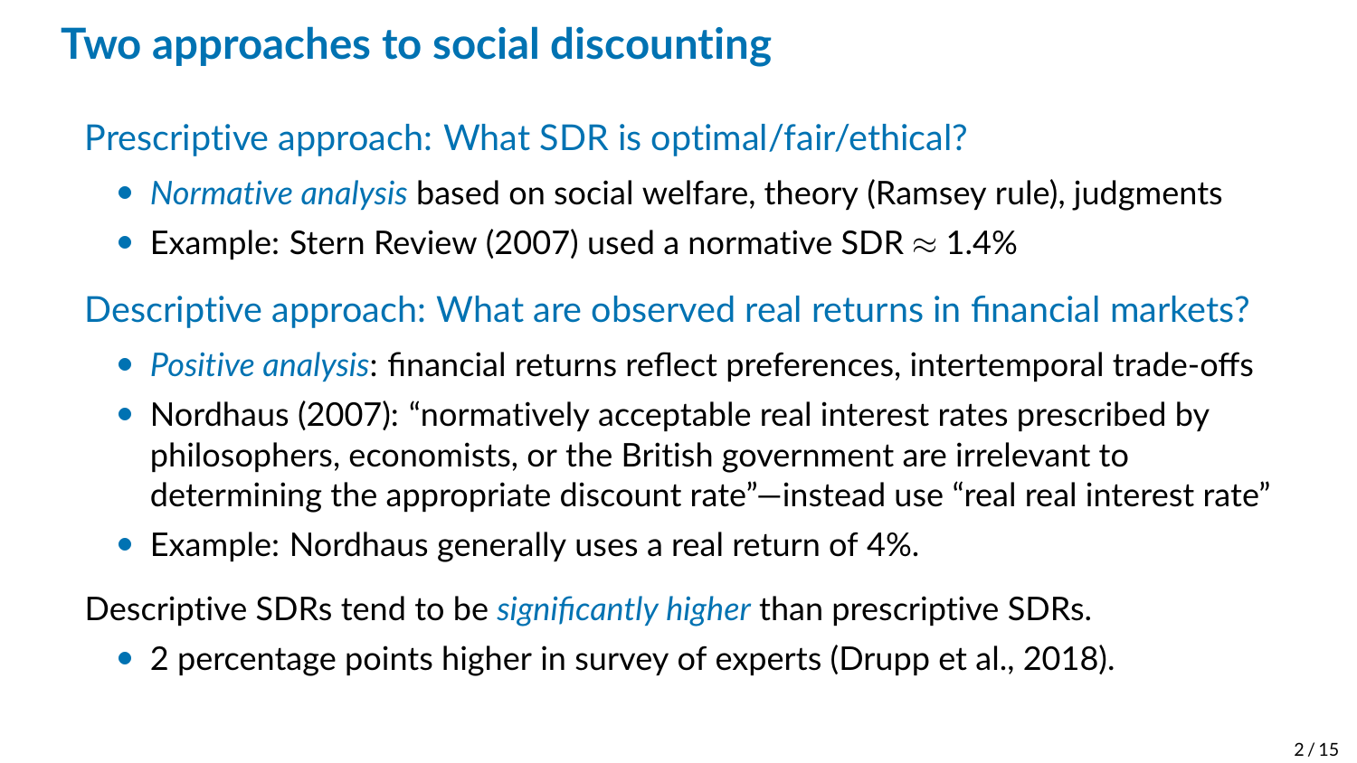# Two approaches to social discounting

## Prescriptive approach: What SDR is optimal/fair/ethical?

- *Normative analysis* based on social welfare, theory (Ramsey rule), judgments
- Example: Stern Review (2007) used a normative SDR $\approx$ 1.4%

## Descriptive approach: What are observed real returns in financial markets?

- *Positive analysis*: financial returns reflect preferences, intertemporal trade-offs
- Nordhaus (2007): "normatively acceptable real interest rates prescribed by philosophers, economists, or the British government are irrelevant to determining the appropriate discount rate"—instead use "real real interest rate"
- Example: Nordhaus generally uses a real return of 4%.

Descriptive SDRs tend to be *significantly higher* than prescriptive SDRs.

- 2 percentage points higher in survey of experts (Drupp et al., 2018).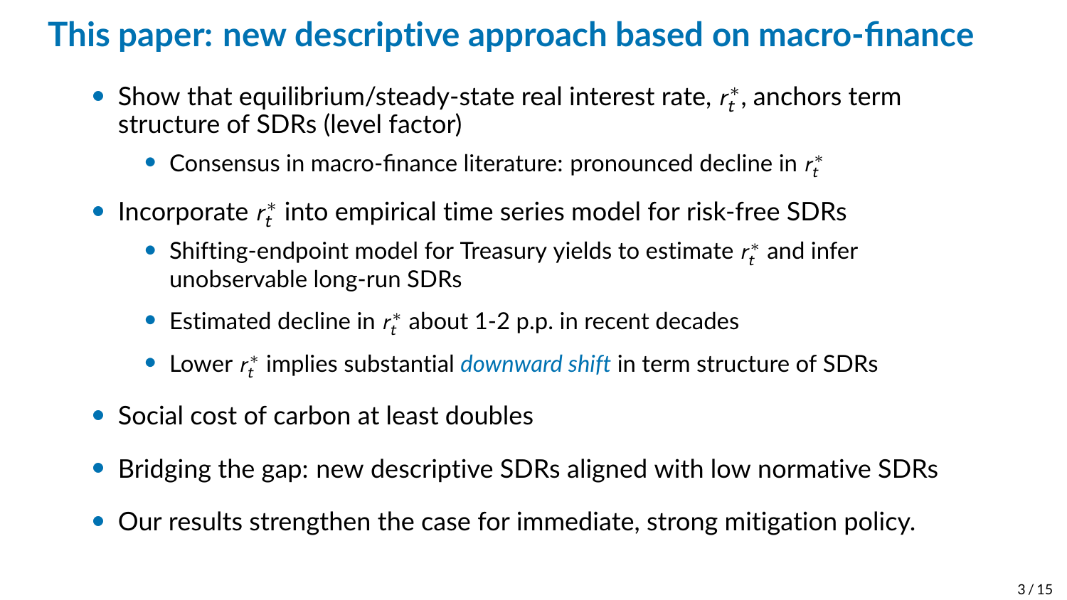# This paper: new descriptive approach based on macro-finance

- Show that equilibrium/steady-state real interest rate, $r_t^*$, anchors term structure of SDRs (level factor)
  - Consensus in macro-finance literature: pronounced decline in $r_t^*$
- Incorporate $r_t^*$ into empirical time series model for risk-free SDRs
  - Shifting-endpoint model for Treasury yields to estimate $r_t^*$ and infer unobservable long-run SDRs
  - Estimated decline in $r_t^*$ about 1-2 p.p. in recent decades
  - Lower $r_t^*$ implies substantial *downward shift* in term structure of SDRs
- Social cost of carbon at least doubles
- Bridging the gap: new descriptive SDRs aligned with low normative SDRs
- Our results strengthen the case for immediate, strong mitigation policy.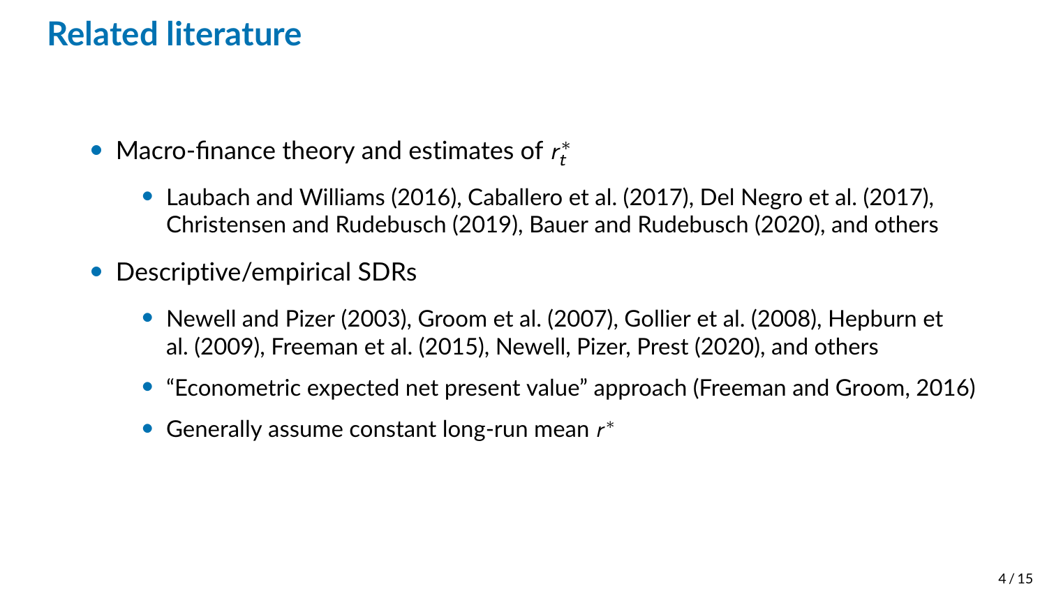# Related literature

- Macro-finance theory and estimates of $r_t^*$
  - Laubach and Williams (2016), Caballero et al. (2017), Del Negro et al. (2017), Christensen and Rudebusch (2019), Bauer and Rudebusch (2020), and others
- Descriptive/empirical SDRs
  - Newell and Pizer (2003), Groom et al. (2007), Gollier et al. (2008), Hepburn et al. (2009), Freeman et al. (2015), Newell, Pizer, Prest (2020), and others
  - "Econometric expected net present value" approach (Freeman and Groom, 2016)
  - Generally assume constant long-run mean $r^*$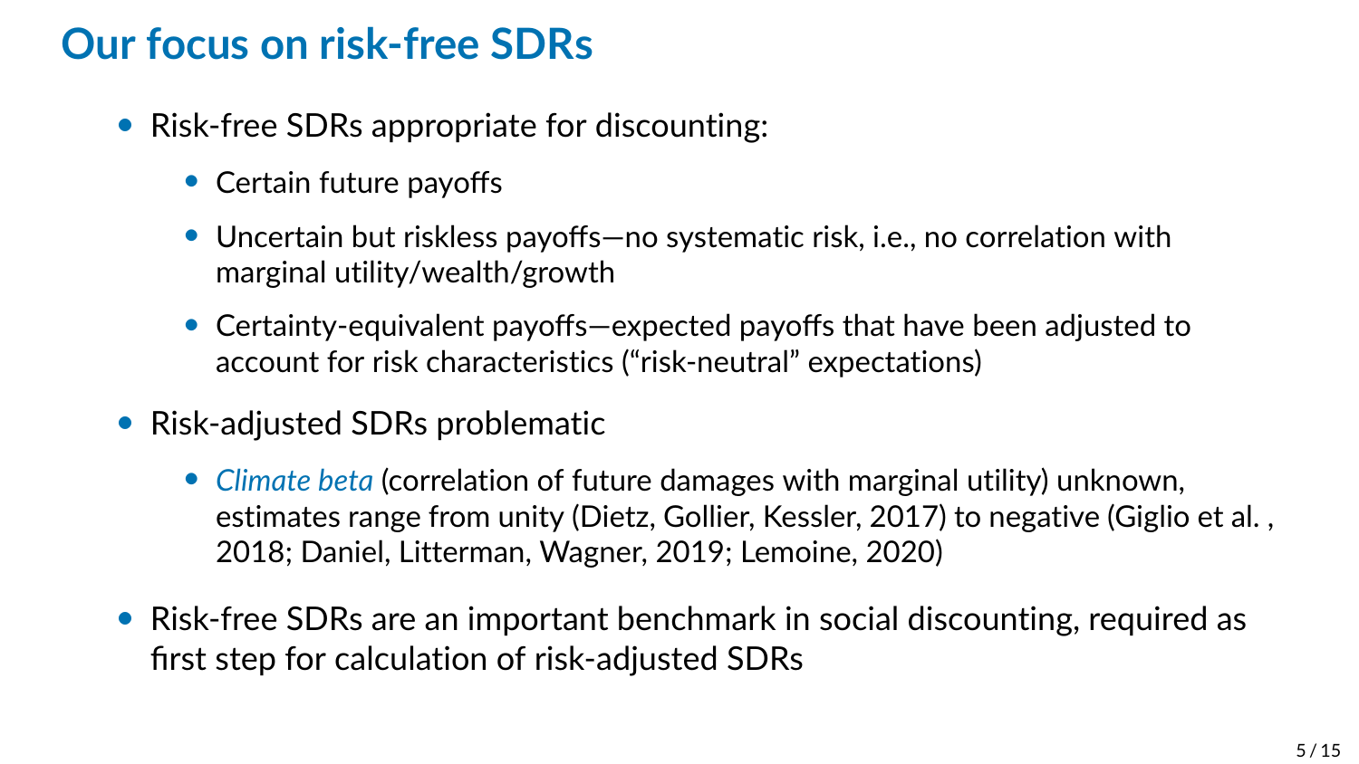# Our focus on risk-free SDRs

- Risk-free SDRs appropriate for discounting:
  - Certain future payoffs
  - Uncertain but riskless payoffs—no systematic risk, i.e., no correlation with marginal utility/wealth/growth
  - Certainty-equivalent payoffs—expected payoffs that have been adjusted to account for risk characteristics ("risk-neutral" expectations)
- Risk-adjusted SDRs problematic
  - *Climate beta* (correlation of future damages with marginal utility) unknown, estimates range from unity (Dietz, Gollier, Kessler, 2017) to negative (Giglio et al. , 2018; Daniel, Litterman, Wagner, 2019; Lemoine, 2020)
- Risk-free SDRs are an important benchmark in social discounting, required as first step for calculation of risk-adjusted SDRs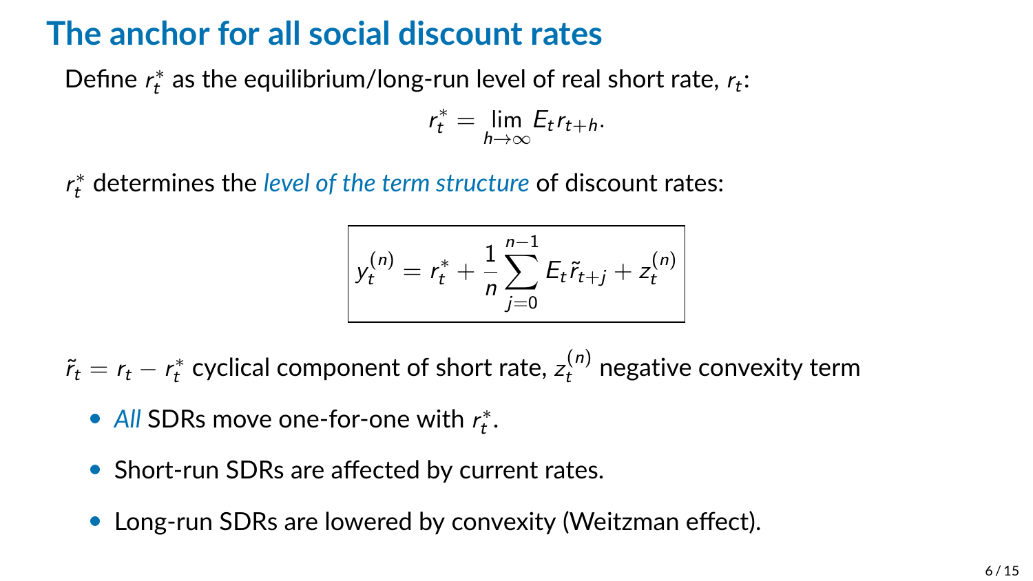# The anchor for all social discount rates

Define $r_t^*$ as the equilibrium/long-run level of real short rate, $r_t$:

$$r_t^* = \lim_{h \to \infty} E_t r_{t+h}.$$

$r_t^*$ determines the *level of the term structure* of discount rates:

$$\boxed{y_t^{(n)} = r_t^* + \frac{1}{n} \sum_{j=0}^{n-1} E_t \tilde{r}_{t+j} + z_t^{(n)}}$$

$\tilde{r}_t = r_t - r_t^*$ cyclical component of short rate, $z_t^{(n)}$ negative convexity term

- *All* SDRs move one-for-one with $r_t^*$.
- Short-run SDRs are affected by current rates.
- Long-run SDRs are lowered by convexity (Weitzman effect).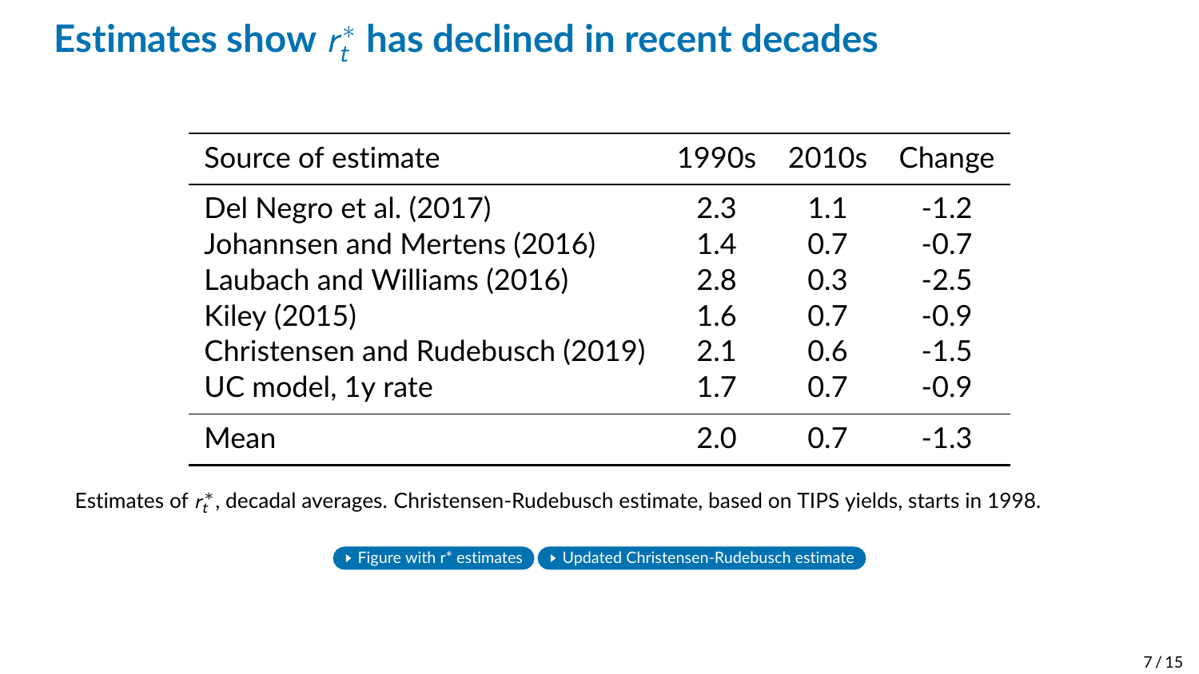# Estimates show $r_t^*$ has declined in recent decades

| Source of estimate | 1990s | 2010s | Change |
|---|---|---|---|
| Del Negro et al. (2017) | 2.3 | 1.1 | -1.2 |
| Johannsen and Mertens (2016) | 1.4 | 0.7 | -0.7 |
| Laubach and Williams (2016) | 2.8 | 0.3 | -2.5 |
| Kiley (2015) | 1.6 | 0.7 | -0.9 |
| Christensen and Rudebusch (2019) | 2.1 | 0.6 | -1.5 |
| UC model, 1y rate | 1.7 | 0.7 | -0.9 |
| Mean | 2.0 | 0.7 | -1.3 |

Estimates of $r_t^*$, decadal averages. Christensen-Rudebusch estimate, based on TIPS yields, starts in 1998.

Figure with r* estimates | Updated Christensen-Rudebusch estimate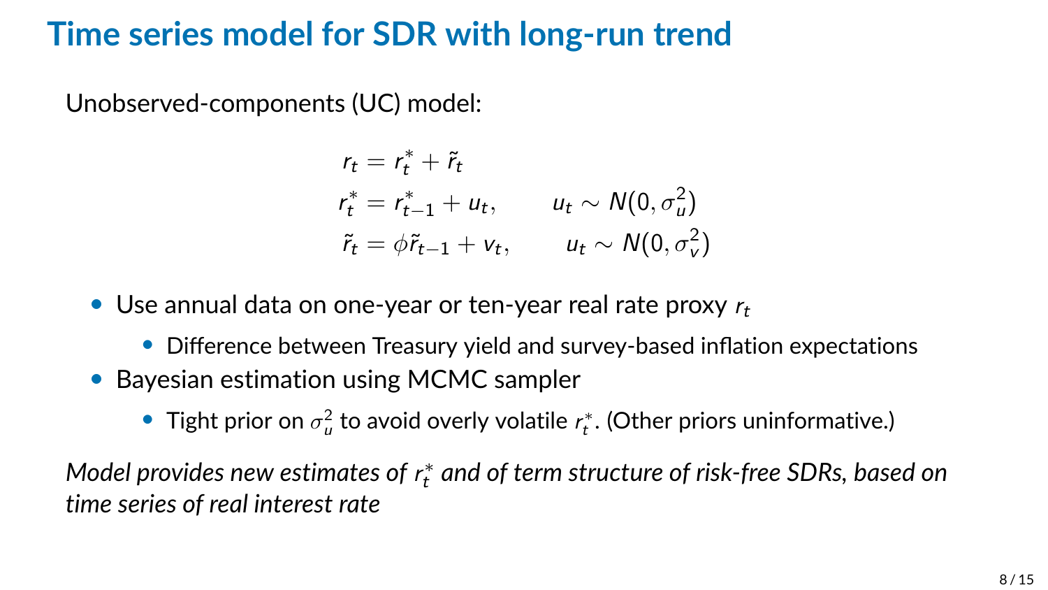# Time series model for SDR with long-run trend

Unobserved-components (UC) model:

$$
\begin{aligned}
r_t &= r_t^* + \tilde{r}_t \\
r_t^* &= r_{t-1}^* + u_t, \qquad u_t \sim N(0, \sigma_u^2) \\
\tilde{r}_t &= \phi \tilde{r}_{t-1} + v_t, \qquad u_t \sim N(0, \sigma_v^2)
\end{aligned}
$$

- Use annual data on one-year or ten-year real rate proxy $r_t$
  - Difference between Treasury yield and survey-based inflation expectations
- Bayesian estimation using MCMC sampler
  - Tight prior on $\sigma_u^2$ to avoid overly volatile $r_t^*$. (Other priors uninformative.)

*Model provides new estimates of $r_t^*$ and of term structure of risk-free SDRs, based on time series of real interest rate*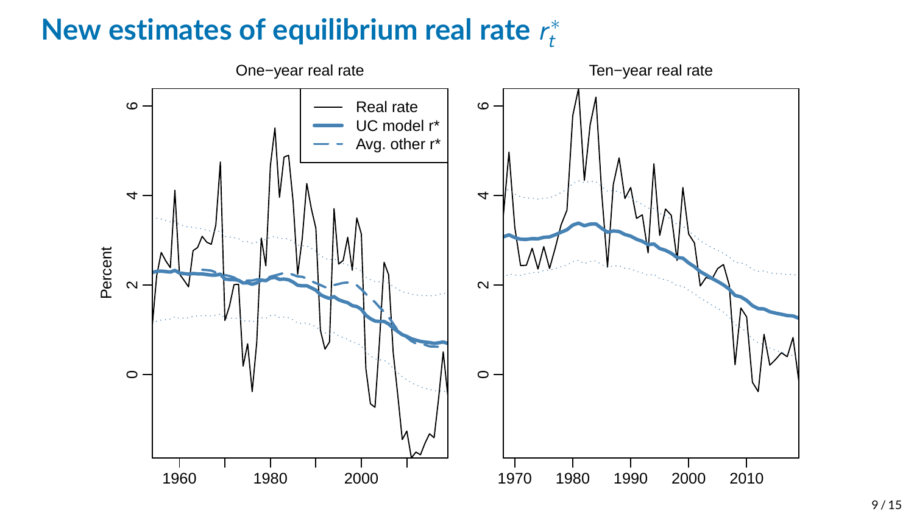# New estimates of equilibrium real rate $r_t^*$

One−year real rate

Ten−year real rate

Real rate

UC model r*

Avg. other r*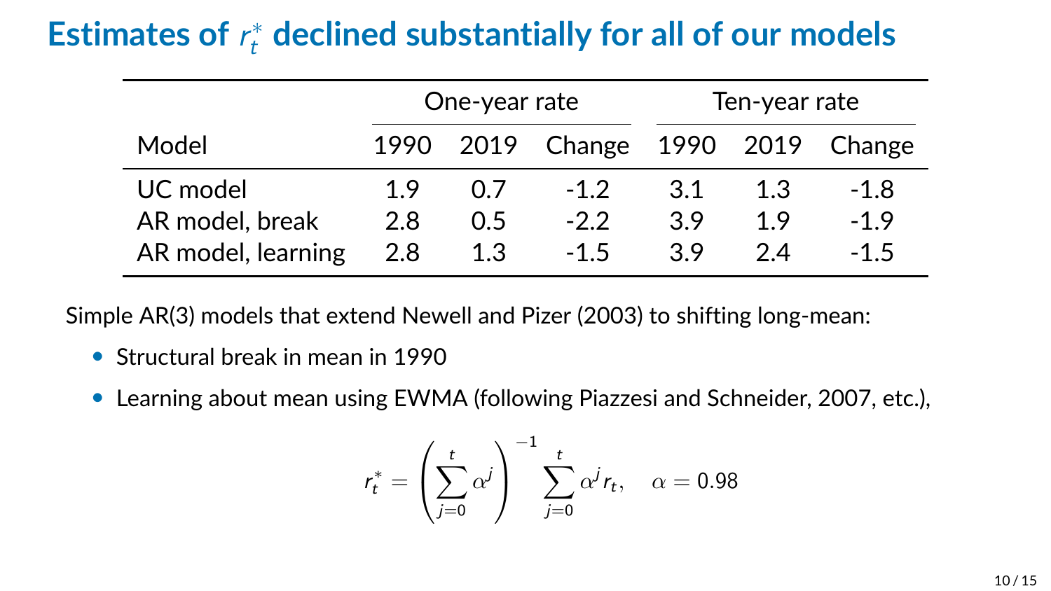# Estimates of $r_t^*$ declined substantially for all of our models

| | One-year rate | | | Ten-year rate | | |
|---|---|---|---|---|---|---|
| Model | 1990 | 2019 | Change | 1990 | 2019 | Change |
| UC model | 1.9 | 0.7 | -1.2 | 3.1 | 1.3 | -1.8 |
| AR model, break | 2.8 | 0.5 | -2.2 | 3.9 | 1.9 | -1.9 |
| AR model, learning | 2.8 | 1.3 | -1.5 | 3.9 | 2.4 | -1.5 |

Simple AR(3) models that extend Newell and Pizer (2003) to shifting long-mean:

- Structural break in mean in 1990
- Learning about mean using EWMA (following Piazzesi and Schneider, 2007, etc.),

$$r_t^* = \left( \sum_{j=0}^{t} \alpha^j \right)^{-1} \sum_{j=0}^{t} \alpha^j r_t, \quad \alpha = 0.98$$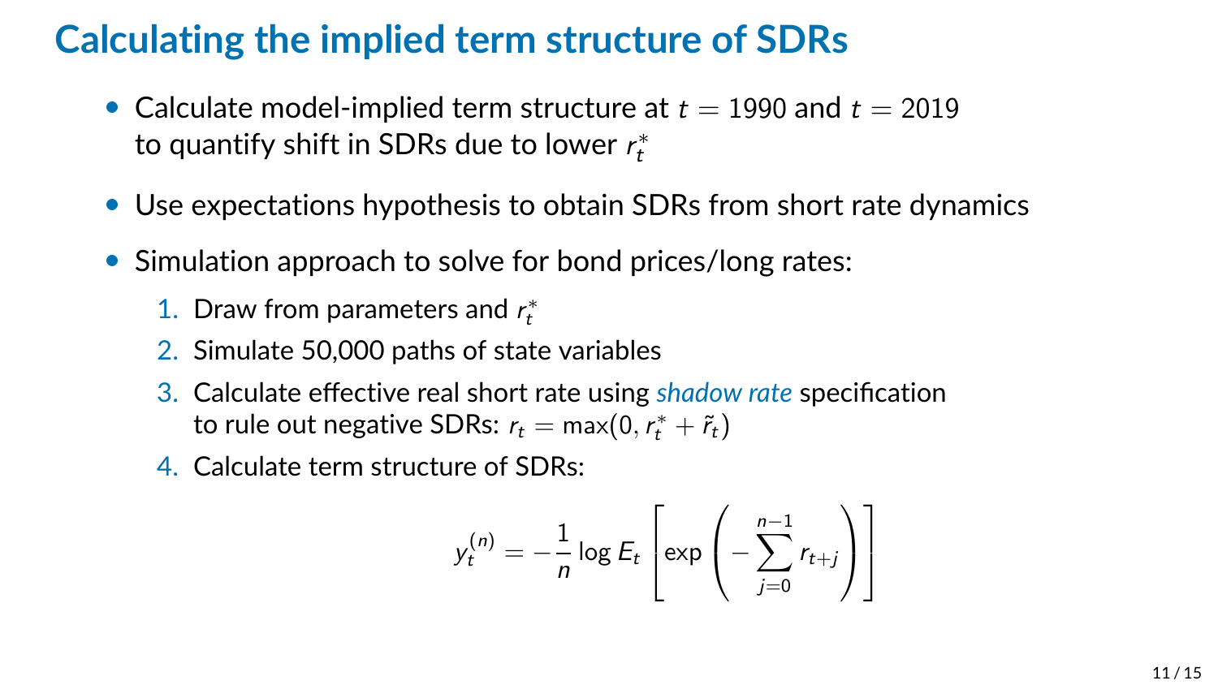# Calculating the implied term structure of SDRs

- Calculate model-implied term structure at $t = 1990$ and $t = 2019$ to quantify shift in SDRs due to lower $r_t^*$
- Use expectations hypothesis to obtain SDRs from short rate dynamics
- Simulation approach to solve for bond prices/long rates:
  1. Draw from parameters and $r_t^*$
  2. Simulate 50,000 paths of state variables
  3. Calculate effective real short rate using *shadow rate* specification to rule out negative SDRs: $r_t = \max(0, r_t^* + \tilde{r}_t)$
  4. Calculate term structure of SDRs:

$$y_t^{(n)} = -\frac{1}{n} \log E_t \left[ \exp \left( - \sum_{j=0}^{n-1} r_{t+j} \right) \right]$$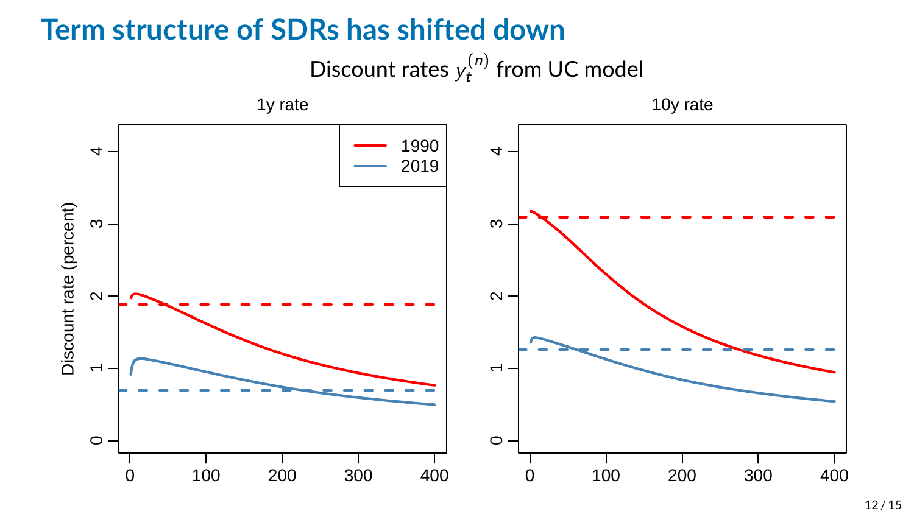# Term structure of SDRs has shifted down

Discount rates $y_t^{(n)}$ from UC model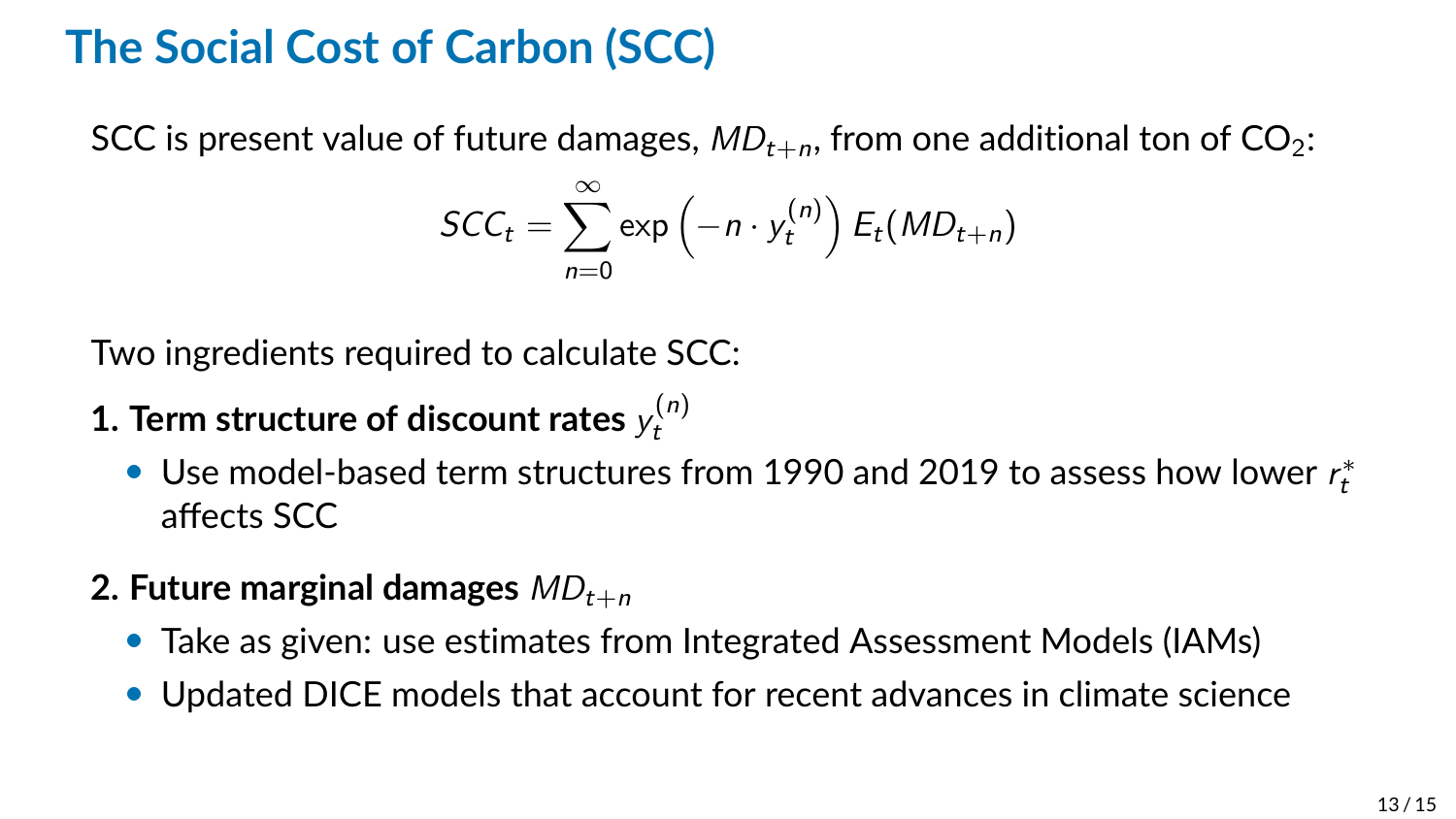# The Social Cost of Carbon (SCC)

SCC is present value of future damages, $MD_{t+n}$, from one additional ton of $CO_2$:

$$SCC_t = \sum_{n=0}^{\infty} \exp\left(-n \cdot y_t^{(n)}\right) E_t(MD_{t+n})$$

Two ingredients required to calculate SCC:

**1. Term structure of discount rates** $y_t^{(n)}$

- Use model-based term structures from 1990 and 2019 to assess how lower $r_t^*$ affects SCC

**2. Future marginal damages** $MD_{t+n}$

- Take as given: use estimates from Integrated Assessment Models (IAMs)
- Updated DICE models that account for recent advances in climate science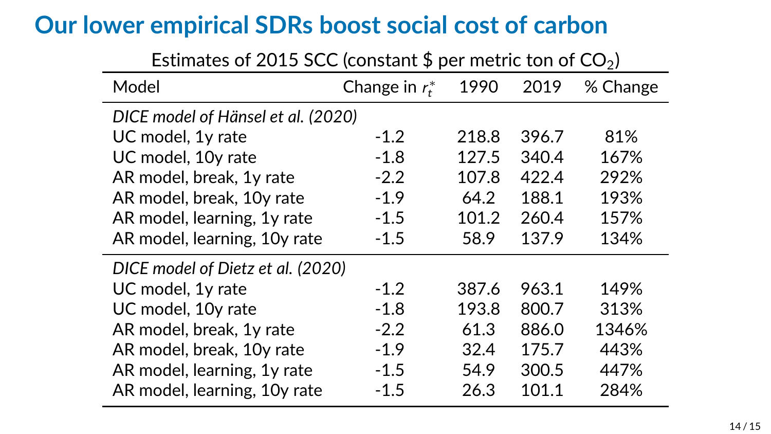# Our lower empirical SDRs boost social cost of carbon

Estimates of 2015 SCC (constant $ per metric ton of $CO_2$)

| Model | Change in $r_t^*$ | 1990 | 2019 | % Change |
|---|---|---|---|---|
| *DICE model of Hänsel et al. (2020)* | | | | |
| UC model, 1y rate | -1.2 | 218.8 | 396.7 | 81% |
| UC model, 10y rate | -1.8 | 127.5 | 340.4 | 167% |
| AR model, break, 1y rate | -2.2 | 107.8 | 422.4 | 292% |
| AR model, break, 10y rate | -1.9 | 64.2 | 188.1 | 193% |
| AR model, learning, 1y rate | -1.5 | 101.2 | 260.4 | 157% |
| AR model, learning, 10y rate | -1.5 | 58.9 | 137.9 | 134% |
| *DICE model of Dietz et al. (2020)* | | | | |
| UC model, 1y rate | -1.2 | 387.6 | 963.1 | 149% |
| UC model, 10y rate | -1.8 | 193.8 | 800.7 | 313% |
| AR model, break, 1y rate | -2.2 | 61.3 | 886.0 | 1346% |
| AR model, break, 10y rate | -1.9 | 32.4 | 175.7 | 443% |
| AR model, learning, 1y rate | -1.5 | 54.9 | 300.5 | 447% |
| AR model, learning, 10y rate | -1.5 | 26.3 | 101.1 | 284% |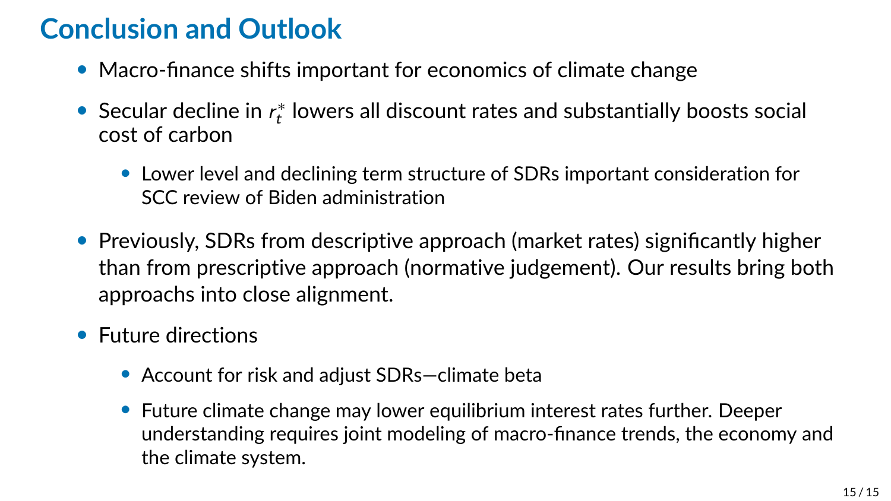# Conclusion and Outlook

- Macro-finance shifts important for economics of climate change
- Secular decline in $r_t^*$ lowers all discount rates and substantially boosts social cost of carbon
    - Lower level and declining term structure of SDRs important consideration for SCC review of Biden administration
- Previously, SDRs from descriptive approach (market rates) significantly higher than from prescriptive approach (normative judgement). Our results bring both approachs into close alignment.
- Future directions
    - Account for risk and adjust SDRs—climate beta
    - Future climate change may lower equilibrium interest rates further. Deeper understanding requires joint modeling of macro-finance trends, the economy and the climate system.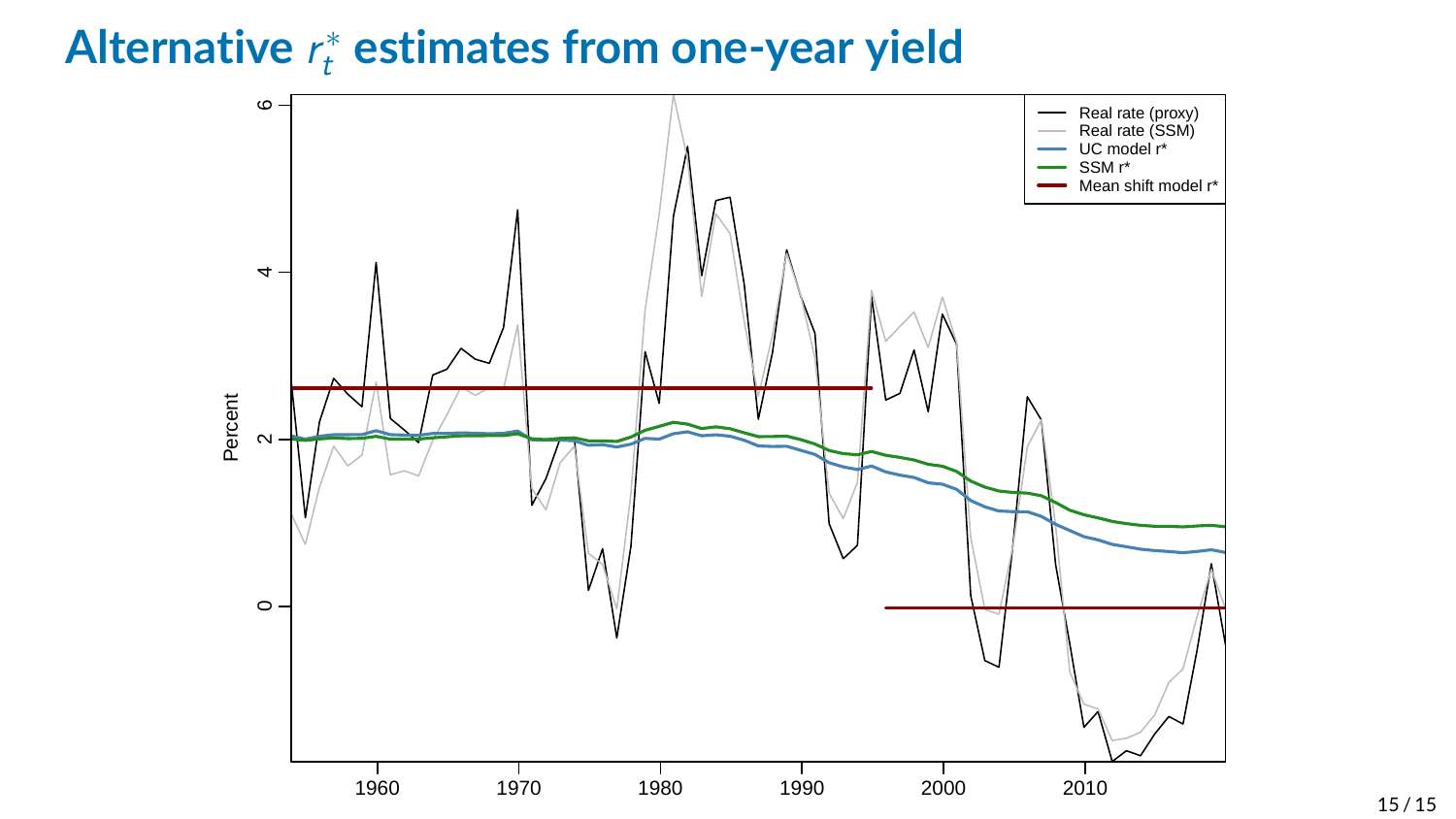# Alternative $r_t^*$ estimates from one-year yield

Percent

- Real rate (proxy)
- Real rate (SSM)
- UC model r*
- SSM r*
- Mean shift model r*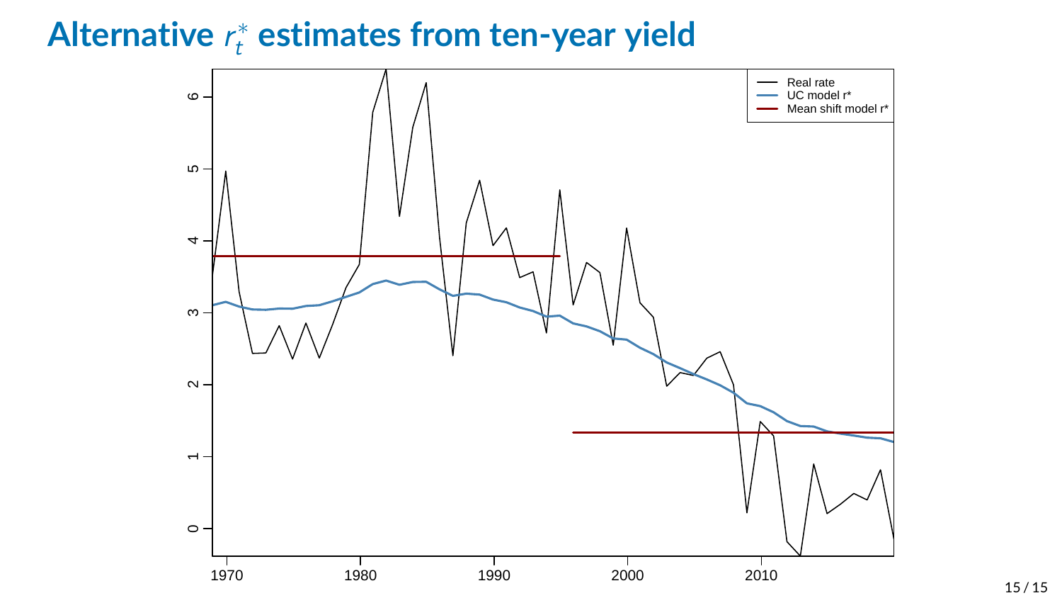# Alternative $r_t^*$ estimates from ten-year yield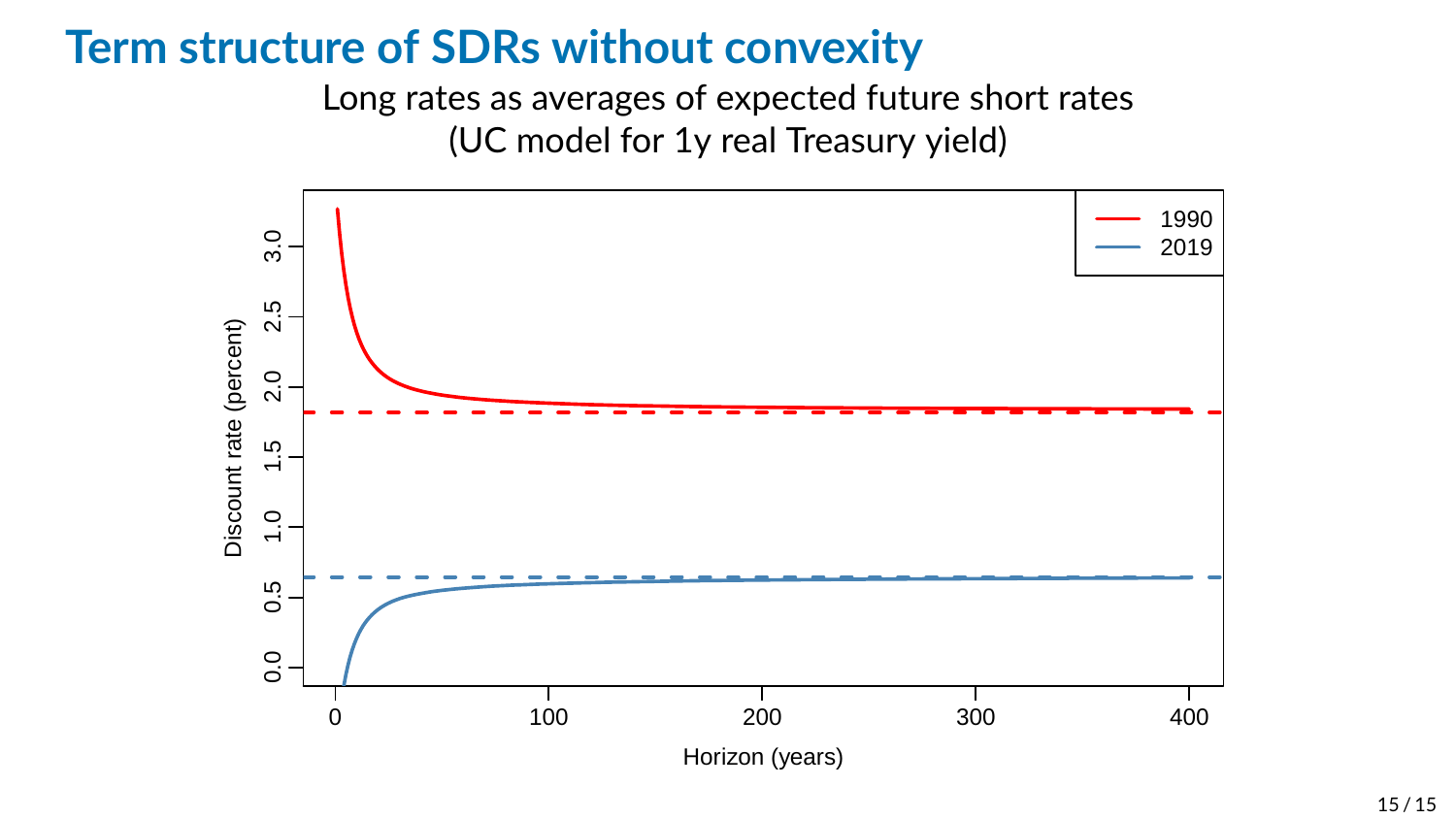# Term structure of SDRs without convexity

Long rates as averages of expected future short rates
(UC model for 1y real Treasury yield)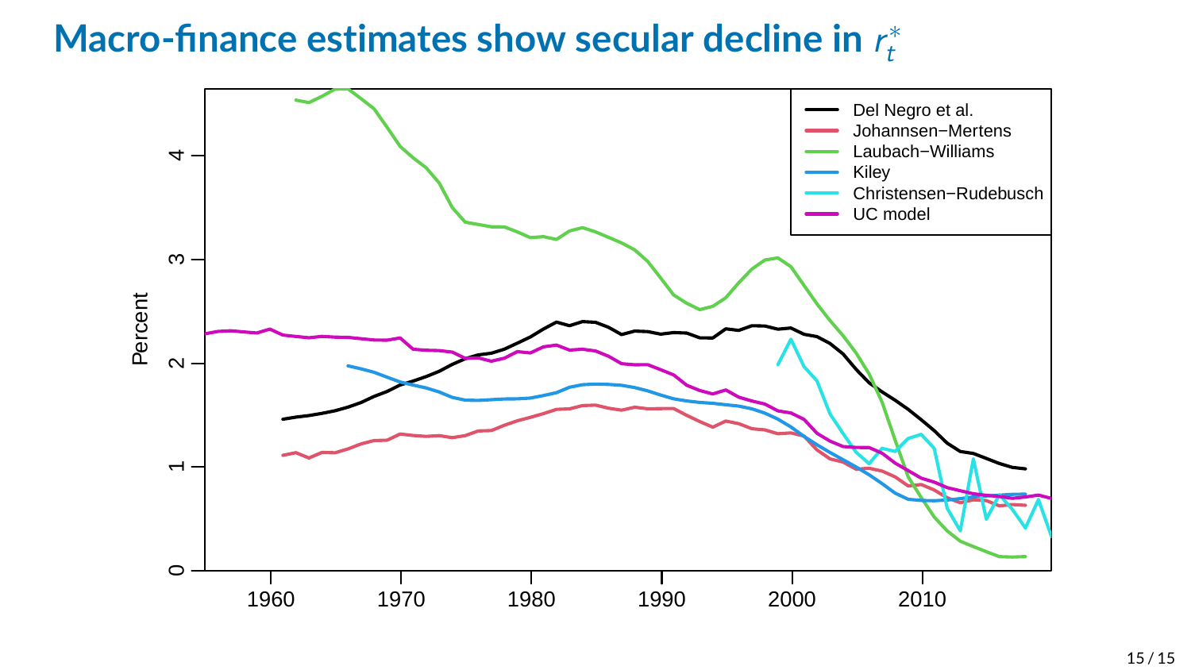# Macro-finance estimates show secular decline in $r_t^*$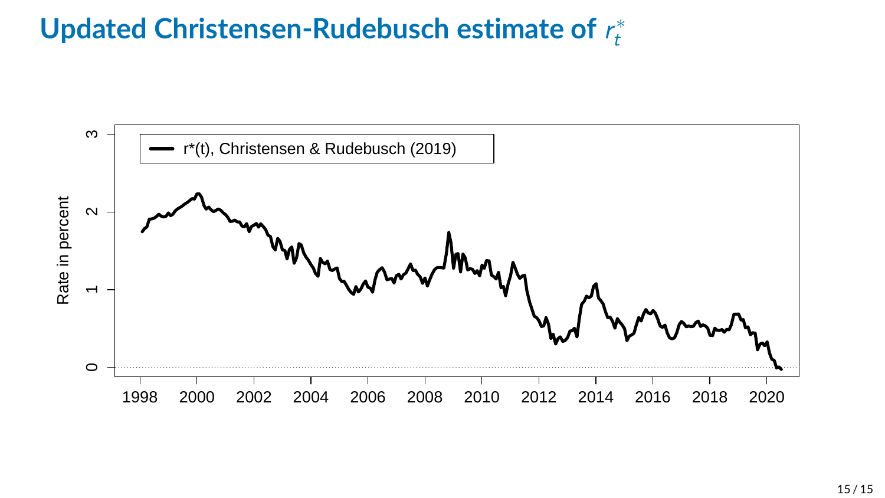# Updated Christensen-Rudebusch estimate of $r_t^*$

r*(t), Christensen & Rudebusch (2019)

Rate in percent

0
1
2
3

1998
2000
2002
2004
2006
2008
2010
2012
2014
2016
2018
2020